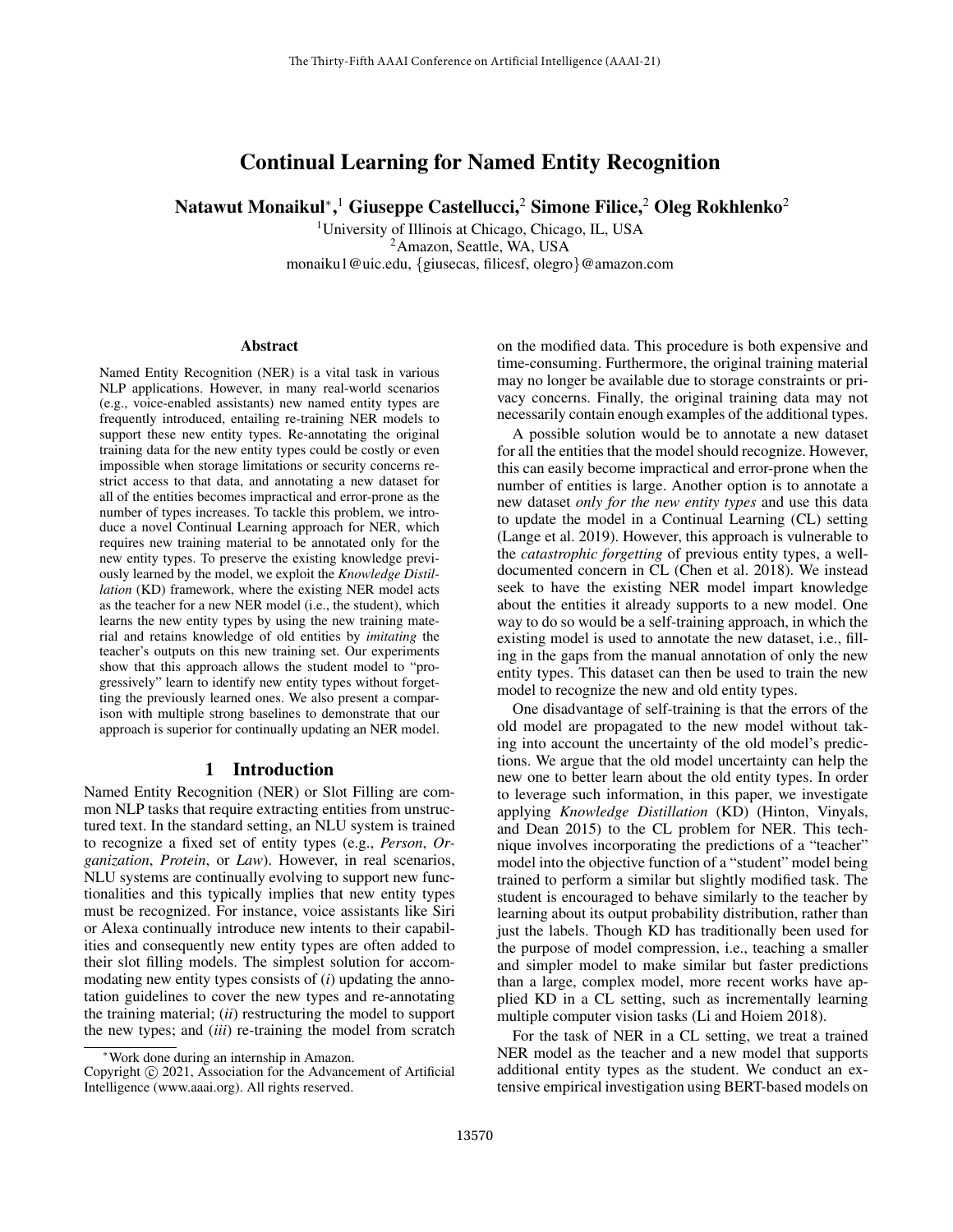# Continual Learning for Named Entity Recognition

**Natawut Monaikul**\*,[1] **Giuseppe Castellucci,**[2] **Simone Filice,**[2] **Oleg Rokhlenko**[2]

[1]University of Illinois at Chicago, Chicago, IL, USA
[2]Amazon, Seattle, WA, USA
monaiku1@uic.edu, {giusecas, filicesf, olegro}@amazon.com

## Abstract

Named Entity Recognition (NER) is a vital task in various NLP applications. However, in many real-world scenarios (e.g., voice-enabled assistants) new named entity types are frequently introduced, entailing re-training NER models to support these new entity types. Re-annotating the original training data for the new entity types could be costly or even impossible when storage limitations or security concerns restrict access to that data, and annotating a new dataset for all of the entities becomes impractical and error-prone as the number of types increases. To tackle this problem, we introduce a novel Continual Learning approach for NER, which requires new training material to be annotated only for the new entity types. To preserve the existing knowledge previously learned by the model, we exploit the *Knowledge Distillation* (KD) framework, where the existing NER model acts as the teacher for a new NER model (i.e., the student), which learns the new entity types by using the new training material and retains knowledge of old entities by *imitating* the teacher's outputs on this new training set. Our experiments show that this approach allows the student model to "progressively" learn to identify new entity types without forgetting the previously learned ones. We also present a comparison with multiple strong baselines to demonstrate that our approach is superior for continually updating an NER model.

## 1 Introduction

Named Entity Recognition (NER) or Slot Filling are common NLP tasks that require extracting entities from unstructured text. In the standard setting, an NLU system is trained to recognize a fixed set of entity types (e.g., *Person*, *Organization*, *Protein*, or *Law*). However, in real scenarios, NLU systems are continually evolving to support new functionalities and this typically implies that new entity types must be recognized. For instance, voice assistants like Siri or Alexa continually introduce new intents to their capabilities and consequently new entity types are often added to their slot filling models. The simplest solution for accommodating new entity types consists of (*i*) updating the annotation guidelines to cover the new types and re-annotating the training material; (*ii*) restructuring the model to support the new types; and (*iii*) re-training the model from scratch on the modified data. This procedure is both expensive and time-consuming. Furthermore, the original training material may no longer be available due to storage constraints or privacy concerns. Finally, the original training data may not necessarily contain enough examples of the additional types.

A possible solution would be to annotate a new dataset for all the entities that the model should recognize. However, this can easily become impractical and error-prone when the number of entities is large. Another option is to annotate a new dataset *only for the new entity types* and use this data to update the model in a Continual Learning (CL) setting (Lange et al. 2019). However, this approach is vulnerable to the *catastrophic forgetting* of previous entity types, a well-documented concern in CL (Chen et al. 2018). We instead seek to have the existing NER model impart knowledge about the entities it already supports to a new model. One way to do so would be a self-training approach, in which the existing model is used to annotate the new dataset, i.e., filling in the gaps from the manual annotation of only the new entity types. This dataset can then be used to train the new model to recognize the new and old entity types.

One disadvantage of self-training is that the errors of the old model are propagated to the new model without taking into account the uncertainty of the old model's predictions. We argue that the old model uncertainty can help the new one to better learn about the old entity types. In order to leverage such information, in this paper, we investigate applying *Knowledge Distillation* (KD) (Hinton, Vinyals, and Dean 2015) to the CL problem for NER. This technique involves incorporating the predictions of a "teacher" model into the objective function of a "student" model being trained to perform a similar but slightly modified task. The student is encouraged to behave similarly to the teacher by learning about its output probability distribution, rather than just the labels. Though KD has traditionally been used for the purpose of model compression, i.e., teaching a smaller and simpler model to make similar but faster predictions than a large, complex model, more recent works have applied KD in a CL setting, such as incrementally learning multiple computer vision tasks (Li and Hoiem 2018).

For the task of NER in a CL setting, we treat a trained NER model as the teacher and a new model that supports additional entity types as the student. We conduct an extensive empirical investigation using BERT-based models on

\*Work done during an internship in Amazon.
Copyright © 2021, Association for the Advancement of Artificial Intelligence (www.aaai.org). All rights reserved.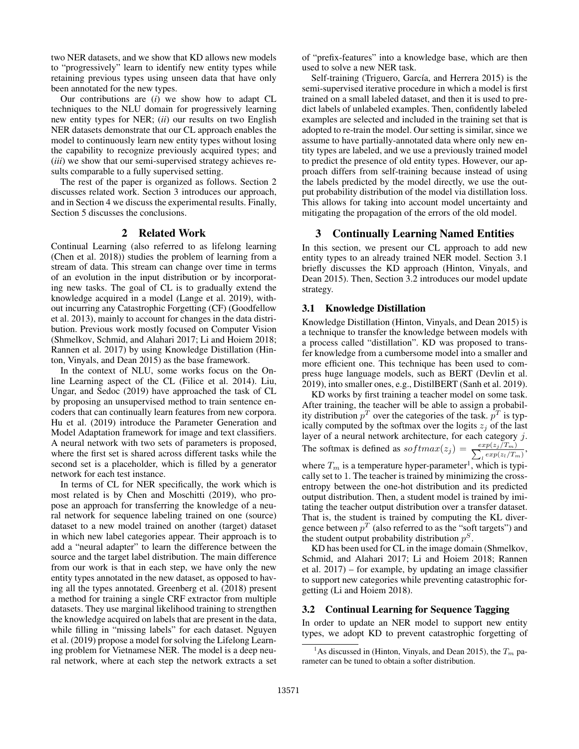two NER datasets, and we show that KD allows new models to "progressively" learn to identify new entity types while retaining previous types using unseen data that have only been annotated for the new types.

Our contributions are (*i*) we show how to adapt CL techniques to the NLU domain for progressively learning new entity types for NER; (*ii*) our results on two English NER datasets demonstrate that our CL approach enables the model to continuously learn new entity types without losing the capability to recognize previously acquired types; and (*iii*) we show that our semi-supervised strategy achieves results comparable to a fully supervised setting.

The rest of the paper is organized as follows. Section 2 discusses related work. Section 3 introduces our approach, and in Section 4 we discuss the experimental results. Finally, Section 5 discusses the conclusions.

## 2 Related Work

Continual Learning (also referred to as lifelong learning (Chen et al. 2018)) studies the problem of learning from a stream of data. This stream can change over time in terms of an evolution in the input distribution or by incorporating new tasks. The goal of CL is to gradually extend the knowledge acquired in a model (Lange et al. 2019), without incurring any Catastrophic Forgetting (CF) (Goodfellow et al. 2013), mainly to account for changes in the data distribution. Previous work mostly focused on Computer Vision (Shmelkov, Schmid, and Alahari 2017; Li and Hoiem 2018; Rannen et al. 2017) by using Knowledge Distillation (Hinton, Vinyals, and Dean 2015) as the base framework.

In the context of NLU, some works focus on the Online Learning aspect of the CL (Filice et al. 2014). Liu, Ungar, and Sedoc (2019) have approached the task of CL by proposing an unsupervised method to train sentence encoders that can continually learn features from new corpora. Hu et al. (2019) introduce the Parameter Generation and Model Adaptation framework for image and text classifiers. A neural network with two sets of parameters is proposed, where the first set is shared across different tasks while the second set is a placeholder, which is filled by a generator network for each test instance.

In terms of CL for NER specifically, the work which is most related is by Chen and Moschitti (2019), who propose an approach for transferring the knowledge of a neural network for sequence labeling trained on one (source) dataset to a new model trained on another (target) dataset in which new label categories appear. Their approach is to add a "neural adapter" to learn the difference between the source and the target label distribution. The main difference from our work is that in each step, we have only the new entity types annotated in the new dataset, as opposed to having all the types annotated. Greenberg et al. (2018) present a method for training a single CRF extractor from multiple datasets. They use marginal likelihood training to strengthen the knowledge acquired on labels that are present in the data, while filling in "missing labels" for each dataset. Nguyen et al. (2019) propose a model for solving the Lifelong Learning problem for Vietnamese NER. The model is a deep neural network, where at each step the network extracts a set of "prefix-features" into a knowledge base, which are then used to solve a new NER task.

Self-training (Triguero, García, and Herrera 2015) is the semi-supervised iterative procedure in which a model is first trained on a small labeled dataset, and then it is used to predict labels of unlabeled examples. Then, confidently labeled examples are selected and included in the training set that is adopted to re-train the model. Our setting is similar, since we assume to have partially-annotated data where only new entity types are labeled, and we use a previously trained model to predict the presence of old entity types. However, our approach differs from self-training because instead of using the labels predicted by the model directly, we use the output probability distribution of the model via distillation loss. This allows for taking into account model uncertainty and mitigating the propagation of the errors of the old model.

## 3 Continually Learning Named Entities

In this section, we present our CL approach to add new entity types to an already trained NER model. Section 3.1 briefly discusses the KD approach (Hinton, Vinyals, and Dean 2015). Then, Section 3.2 introduces our model update strategy.

### 3.1 Knowledge Distillation

Knowledge Distillation (Hinton, Vinyals, and Dean 2015) is a technique to transfer the knowledge between models with a process called "distillation". KD was proposed to transfer knowledge from a cumbersome model into a smaller and more efficient one. This technique has been used to compress huge language models, such as BERT (Devlin et al. 2019), into smaller ones, e.g., DistilBERT (Sanh et al. 2019).

KD works by first training a teacher model on some task. After training, the teacher will be able to assign a probability distribution $p^T$ over the categories of the task. $p^T$ is typically computed by the softmax over the logits $z_j$ of the last layer of a neural network architecture, for each category $j$. The softmax is defined as $softmax(z_j) = \frac{exp(z_j/T_m)}{\sum_l exp(z_l/T_m)}$, where $T_m$ is a temperature hyper-parameter[1], which is typically set to 1. The teacher is trained by minimizing the cross-entropy between the one-hot distribution and its predicted output distribution. Then, a student model is trained by imitating the teacher output distribution over a transfer dataset. That is, the student is trained by computing the KL divergence between $p^T$ (also referred to as the "soft targets") and the student output probability distribution $p^S$.

KD has been used for CL in the image domain (Shmelkov, Schmid, and Alahari 2017; Li and Hoiem 2018; Rannen et al. 2017) – for example, by updating an image classifier to support new categories while preventing catastrophic forgetting (Li and Hoiem 2018).

### 3.2 Continual Learning for Sequence Tagging

In order to update an NER model to support new entity types, we adopt KD to prevent catastrophic forgetting of

[1]As discussed in (Hinton, Vinyals, and Dean 2015), the $T_m$ parameter can be tuned to obtain a softer distribution.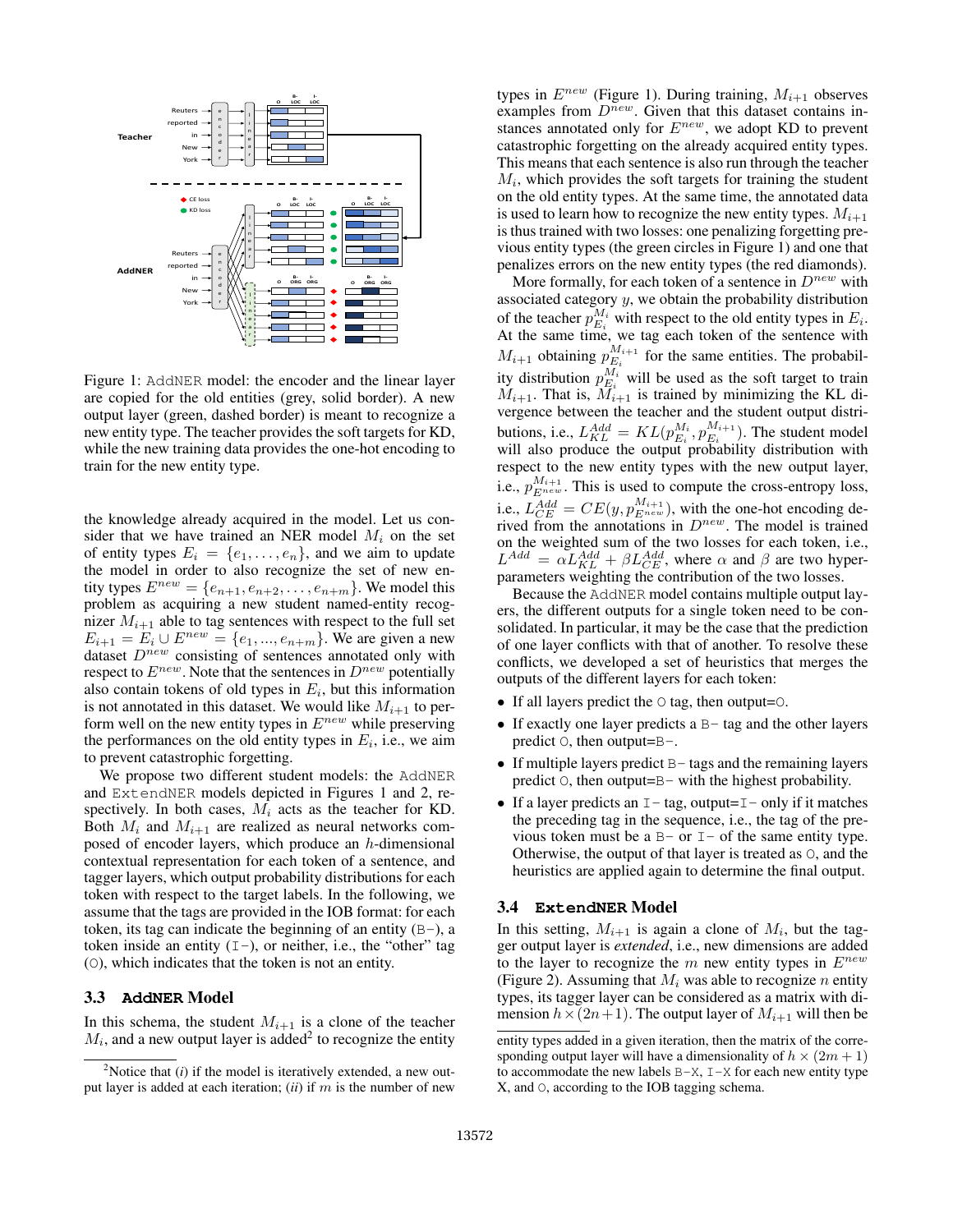Figure 1: AddNER model: the encoder and the linear layer are copied for the old entities (grey, solid border). A new output layer (green, dashed border) is meant to recognize a new entity type. The teacher provides the soft targets for KD, while the new training data provides the one-hot encoding to train for the new entity type.

the knowledge already acquired in the model. Let us consider that we have trained an NER model $M_i$ on the set of entity types $E_i = \{e_1, \dots, e_n\}$, and we aim to update the model in order to also recognize the set of new entity types $E^{new} = \{e_{n+1}, e_{n+2}, \dots, e_{n+m}\}$. We model this problem as acquiring a new student named-entity recognizer $M_{i+1}$ able to tag sentences with respect to the full set $E_{i+1} = E_i \cup E^{new} = \{e_1, ..., e_{n+m}\}$. We are given a new dataset $D^{new}$ consisting of sentences annotated only with respect to $E^{new}$. Note that the sentences in $D^{new}$ potentially also contain tokens of old types in $E_i$, but this information is not annotated in this dataset. We would like $M_{i+1}$ to perform well on the new entity types in $E^{new}$ while preserving the performances on the old entity types in $E_i$, i.e., we aim to prevent catastrophic forgetting.

We propose two different student models: the AddNER and ExtendNER models depicted in Figures 1 and 2, respectively. In both cases, $M_i$ acts as the teacher for KD. Both $M_i$ and $M_{i+1}$ are realized as neural networks composed of encoder layers, which produce an $h$-dimensional contextual representation for each token of a sentence, and tagger layers, which output probability distributions for each token with respect to the target labels. In the following, we assume that the tags are provided in the IOB format: for each token, its tag can indicate the beginning of an entity (B-), a token inside an entity (I-), or neither, i.e., the "other" tag (O), which indicates that the token is not an entity.

### 3.3 AddNER Model

In this schema, the student $M_{i+1}$ is a clone of the teacher $M_i$, and a new output layer is added[2] to recognize the entity types in $E^{new}$ (Figure 1). During training, $M_{i+1}$ observes examples from $D^{new}$. Given that this dataset contains instances annotated only for $E^{new}$, we adopt KD to prevent catastrophic forgetting on the already acquired entity types. This means that each sentence is also run through the teacher $M_i$, which provides the soft targets for training the student on the old entity types. At the same time, the annotated data is used to learn how to recognize the new entity types. $M_{i+1}$ is thus trained with two losses: one penalizing forgetting previous entity types (the green circles in Figure 1) and one that penalizes errors on the new entity types (the red diamonds).

More formally, for each token of a sentence in $D^{new}$ with associated category $y$, we obtain the probability distribution of the teacher $p^{M_i}_{E_i}$ with respect to the old entity types in $E_i$. At the same time, we tag each token of the sentence with $M_{i+1}$ obtaining $p^{M_{i+1}}_{E_i}$ for the same entities. The probability distribution $p^{M_i}_{E_i}$ will be used as the soft target to train $M_{i+1}$. That is, $M_{i+1}$ is trained by minimizing the KL divergence between the teacher and the student output distributions, i.e., $L^{Add}_{KL} = KL(p^{M_i}_{E_i}, p^{M_{i+1}}_{E_i})$. The student model will also produce the output probability distribution with respect to the new entity types with the new output layer, i.e., $p^{M_{i+1}}_{E^{new}}$. This is used to compute the cross-entropy loss, i.e., $L^{Add}_{CE} = CE(y, p^{M_{i+1}}_{E^{new}})$, with the one-hot encoding derived from the annotations in $D^{new}$. The model is trained on the weighted sum of the two losses for each token, i.e., $L^{Add} = \alpha L^{Add}_{KL} + \beta L^{Add}_{CE}$, where $\alpha$ and $\beta$ are two hyper-parameters weighting the contribution of the two losses.

Because the AddNER model contains multiple output layers, the different outputs for a single token need to be consolidated. In particular, it may be the case that the prediction of one layer conflicts with that of another. To resolve these conflicts, we developed a set of heuristics that merges the outputs of the different layers for each token:

- If all layers predict the O tag, then output=O.
- If exactly one layer predicts a B- tag and the other layers predict O, then output=B-.
- If multiple layers predict B- tags and the remaining layers predict O, then output=B- with the highest probability.
- If a layer predicts an I- tag, output=I- only if it matches the preceding tag in the sequence, i.e., the tag of the previous token must be a B- or I- of the same entity type. Otherwise, the output of that layer is treated as O, and the heuristics are applied again to determine the final output.

### 3.4 ExtendNER Model

In this setting, $M_{i+1}$ is again a clone of $M_i$, but the tagger output layer is *extended*, i.e., new dimensions are added to the layer to recognize the $m$ new entity types in $E^{new}$ (Figure 2). Assuming that $M_i$ was able to recognize $n$ entity types, its tagger layer can be considered as a matrix with dimension $h \times (2n+1)$. The output layer of $M_{i+1}$ will then be

[2]Notice that (*i*) if the model is iteratively extended, a new output layer is added at each iteration; (*ii*) if $m$ is the number of new entity types added in a given iteration, then the matrix of the corresponding output layer will have a dimensionality of $h \times (2m+1)$ to accommodate the new labels B-X, I-X for each new entity type X, and O, according to the IOB tagging schema.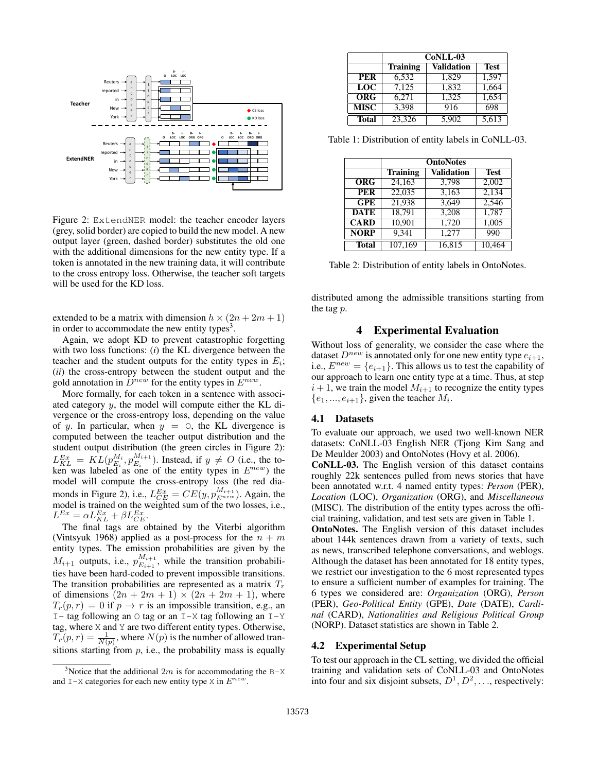Figure 2: ExtendNER model: the teacher encoder layers (grey, solid border) are copied to build the new model. A new output layer (green, dashed border) substitutes the old one with the additional dimensions for the new entity type. If a token is annotated in the new training data, it will contribute to the cross entropy loss. Otherwise, the teacher soft targets will be used for the KD loss.

extended to be a matrix with dimension $h \times (2n + 2m + 1)$ in order to accommodate the new entity types[3].

Again, we adopt KD to prevent catastrophic forgetting with two loss functions: (*i*) the KL divergence between the teacher and the student outputs for the entity types in $E_i$; (*ii*) the cross-entropy between the student output and the gold annotation in $D^{new}$ for the entity types in $E^{new}$.

More formally, for each token in a sentence with associated category $y$, the model will compute either the KL divergence or the cross-entropy loss, depending on the value of $y$. In particular, when $y$ = O, the KL divergence is computed between the teacher output distribution and the student output distribution (the green circles in Figure 2): $L_{KL}^{Ex} = KL(p_{E_i}^{M_i}, p_{E_i}^{M_{i+1}})$. Instead, if $y \neq O$ (i.e., the token was labeled as one of the entity types in $E^{new}$) the model will compute the cross-entropy loss (the red diamonds in Figure 2), i.e., $L_{CE}^{Ex} = CE(y, p_{E^{new}}^{M_{i+1}})$. Again, the model is trained on the weighted sum of the two losses, i.e., $L^{Ex} = \alpha L_{KL}^{Ex} + \beta L_{CE}^{Ex}$.

The final tags are obtained by the Viterbi algorithm (Vintsyuk 1968) applied as a post-process for the $n + m$ entity types. The emission probabilities are given by the $M_{i+1}$ outputs, i.e., $p_{E_{i+1}}^{M_{i+1}}$, while the transition probabilities have been hard-coded to prevent impossible transitions. The transition probabilities are represented as a matrix $T_r$ of dimensions $(2n + 2m + 1) \times (2n + 2m + 1)$, where $T_r(p, r) = 0$ if $p \to r$ is an impossible transition, e.g., an I- tag following an O tag or an I-X tag following an I-Y tag, where X and Y are two different entity types. Otherwise, $T_r(p, r) = \frac{1}{N(p)}$, where $N(p)$ is the number of allowed transitions starting from $p$, i.e., the probability mass is equally distributed among the admissible transitions starting from the tag $p$.

[3] Notice that the additional $2m$ is for accommodating the B-X and I-X categories for each new entity type X in $E^{new}$.

| | CoNLL-03 | | |
|---|---|---|---|
| | **Training** | **Validation** | **Test** |
| **PER** | 6,532 | 1,829 | 1,597 |
| **LOC** | 7,125 | 1,832 | 1,664 |
| **ORG** | 6,271 | 1,325 | 1,654 |
| **MISC** | 3,398 | 916 | 698 |
| **Total** | 23,326 | 5,902 | 5,613 |

Table 1: Distribution of entity labels in CoNLL-03.

| | OntoNotes | | |
|---|---|---|---|
| | **Training** | **Validation** | **Test** |
| **ORG** | 24,163 | 3,798 | 2,002 |
| **PER** | 22,035 | 3,163 | 2,134 |
| **GPE** | 21,938 | 3,649 | 2,546 |
| **DATE** | 18,791 | 3,208 | 1,787 |
| **CARD** | 10,901 | 1,720 | 1,005 |
| **NORP** | 9,341 | 1,277 | 990 |
| **Total** | 107,169 | 16,815 | 10,464 |

Table 2: Distribution of entity labels in OntoNotes.

## 4 Experimental Evaluation

Without loss of generality, we consider the case where the dataset $D^{new}$ is annotated only for one new entity type $e_{i+1}$, i.e., $E^{new} = \{e_{i+1}\}$. This allows us to test the capability of our approach to learn one entity type at a time. Thus, at step $i + 1$, we train the model $M_{i+1}$ to recognize the entity types $\{e_1, ..., e_{i+1}\}$, given the teacher $M_i$.

### 4.1 Datasets

To evaluate our approach, we used two well-known NER datasets: CoNLL-03 English NER (Tjong Kim Sang and De Meulder 2003) and OntoNotes (Hovy et al. 2006).

**CoNLL-03.** The English version of this dataset contains roughly 22k sentences pulled from news stories that have been annotated w.r.t. 4 named entity types: *Person* (PER), *Location* (LOC), *Organization* (ORG), and *Miscellaneous* (MISC). The distribution of the entity types across the official training, validation, and test sets are given in Table 1.

**OntoNotes.** The English version of this dataset includes about 144k sentences drawn from a variety of texts, such as news, transcribed telephone conversations, and weblogs. Although the dataset has been annotated for 18 entity types, we restrict our investigation to the 6 most represented types to ensure a sufficient number of examples for training. The 6 types we considered are: *Organization* (ORG), *Person* (PER), *Geo-Political Entity* (GPE), *Date* (DATE), *Cardinal* (CARD), *Nationalities and Religious Political Group* (NORP). Dataset statistics are shown in Table 2.

### 4.2 Experimental Setup

To test our approach in the CL setting, we divided the official training and validation sets of CoNLL-03 and OntoNotes into four and six disjoint subsets, $D^1, D^2, \ldots$, respectively: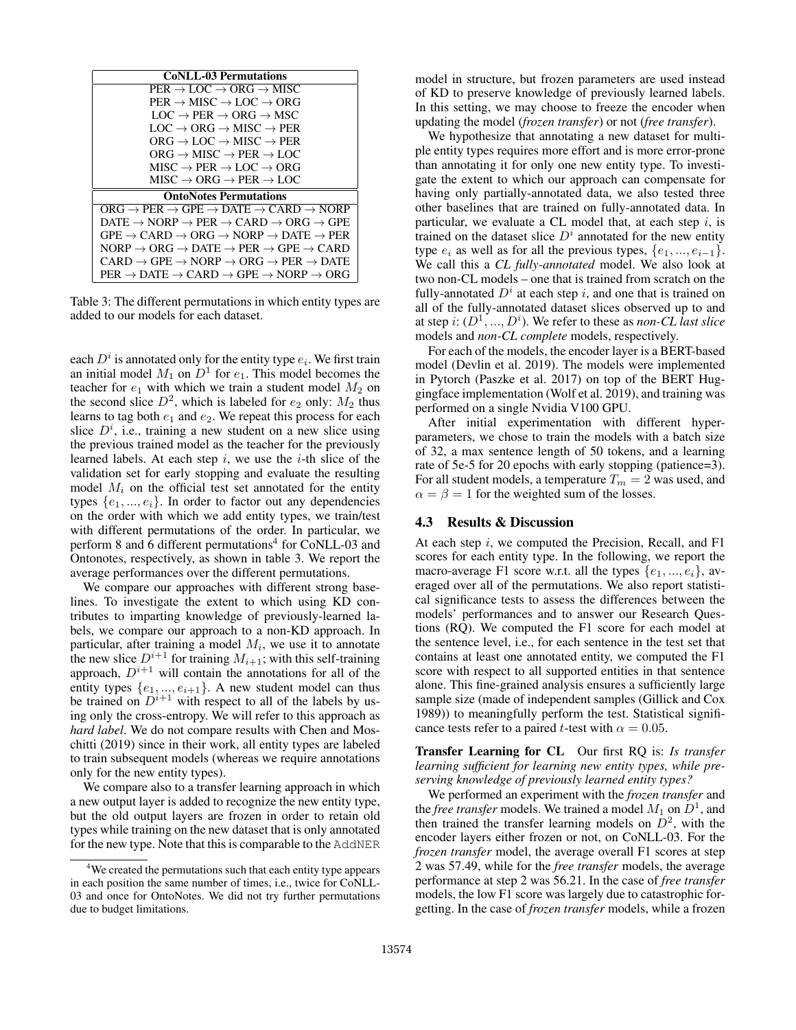| CoNLL-03 Permutations |
| --- |
| PER → LOC → ORG → MISC |
| PER → MISC → LOC → ORG |
| LOC → PER → ORG → MSC |
| LOC → ORG → MISC → PER |
| ORG → LOC → MISC → PER |
| ORG → MISC → PER → LOC |
| MISC → PER → LOC → ORG |
| MISC → ORG → PER → LOC |
| **OntoNotes Permutations** |
| ORG → PER → GPE → DATE → CARD → NORP |
| DATE → NORP → PER → CARD → ORG → GPE |
| GPE → CARD → ORG → NORP → DATE → PER |
| NORP → ORG → DATE → PER → GPE → CARD |
| CARD → GPE → NORP → ORG → PER → DATE |
| PER → DATE → CARD → GPE → NORP → ORG |

Table 3: The different permutations in which entity types are added to our models for each dataset.

each $D^i$ is annotated only for the entity type $e_i$. We first train an initial model $M_1$ on $D^1$ for $e_1$. This model becomes the teacher for $e_1$ with which we train a student model $M_2$ on the second slice $D^2$, which is labeled for $e_2$ only: $M_2$ thus learns to tag both $e_1$ and $e_2$. We repeat this process for each slice $D^i$, i.e., training a new student on a new slice using the previous trained model as the teacher for the previously learned labels. At each step $i$, we use the $i$-th slice of the validation set for early stopping and evaluate the resulting model $M_i$ on the official test set annotated for the entity types $\{e_1, ..., e_i\}$. In order to factor out any dependencies on the order with which we add entity types, we train/test with different permutations of the order. In particular, we perform 8 and 6 different permutations[4] for CoNLL-03 and Ontonotes, respectively, as shown in table 3. We report the average performances over the different permutations.

We compare our approaches with different strong baselines. To investigate the extent to which using KD contributes to imparting knowledge of previously-learned labels, we compare our approach to a non-KD approach. In particular, after training a model $M_i$, we use it to annotate the new slice $D^{i+1}$ for training $M_{i+1}$; with this self-training approach, $D^{i+1}$ will contain the annotations for all of the entity types $\{e_1, ..., e_{i+1}\}$. A new student model can thus be trained on $D^{i+1}$ with respect to all of the labels by using only the cross-entropy. We will refer to this approach as *hard label*. We do not compare results with Chen and Moschitti (2019) since in their work, all entity types are labeled to train subsequent models (whereas we require annotations only for the new entity types).

We compare also to a transfer learning approach in which a new output layer is added to recognize the new entity type, but the old output layers are frozen in order to retain old types while training on the new dataset that is only annotated for the new type. Note that this is comparable to the AddNER model in structure, but frozen parameters are used instead of KD to preserve knowledge of previously learned labels. In this setting, we may choose to freeze the encoder when updating the model (*frozen transfer*) or not (*free transfer*).

We hypothesize that annotating a new dataset for multiple entity types requires more effort and is more error-prone than annotating it for only one new entity type. To investigate the extent to which our approach can compensate for having only partially-annotated data, we also tested three other baselines that are trained on fully-annotated data. In particular, we evaluate a CL model that, at each step $i$, is trained on the dataset slice $D^i$ annotated for the new entity type $e_i$ as well as for all the previous types, $\{e_1, ..., e_{i-1}\}$. We call this a *CL fully-annotated* model. We also look at two non-CL models – one that is trained from scratch on the fully-annotated $D^i$ at each step $i$, and one that is trained on all of the fully-annotated dataset slices observed up to and at step $i$: $(D^1, ..., D^i)$. We refer to these as *non-CL last slice* models and *non-CL complete* models, respectively.

For each of the models, the encoder layer is a BERT-based model (Devlin et al. 2019). The models were implemented in Pytorch (Paszke et al. 2017) on top of the BERT Huggingface implementation (Wolf et al. 2019), and training was performed on a single Nvidia V100 GPU.

After initial experimentation with different hyperparameters, we chose to train the models with a batch size of 32, a max sentence length of 50 tokens, and a learning rate of 5e-5 for 20 epochs with early stopping (patience=3). For all student models, a temperature $T_m = 2$ was used, and $\alpha = \beta = 1$ for the weighted sum of the losses.

### 4.3 Results & Discussion

At each step $i$, we computed the Precision, Recall, and F1 scores for each entity type. In the following, we report the macro-average F1 score w.r.t. all the types $\{e_1, ..., e_i\}$, averaged over all of the permutations. We also report statistical significance tests to assess the differences between the models' performances and to answer our Research Questions (RQ). We computed the F1 score for each model at the sentence level, i.e., for each sentence in the test set that contains at least one annotated entity, we computed the F1 score with respect to all supported entities in that sentence alone. This fine-grained analysis ensures a sufficiently large sample size (made of independent samples (Gillick and Cox 1989)) to meaningfully perform the test. Statistical significance tests refer to a paired $t$-test with $\alpha = 0.05$.

**Transfer Learning for CL** Our first RQ is: *Is transfer learning sufficient for learning new entity types, while preserving knowledge of previously learned entity types?*

We performed an experiment with the *frozen transfer* and the *free transfer* models. We trained a model $M_1$ on $D^1$, and then trained the transfer learning models on $D^2$, with the encoder layers either frozen or not, on CoNLL-03. For the *frozen transfer* model, the average overall F1 scores at step 2 was 57.49, while for the *free transfer* models, the average performance at step 2 was 56.21. In the case of *free transfer* models, the low F1 score was largely due to catastrophic forgetting. In the case of *frozen transfer* models, while a frozen

[4] We created the permutations such that each entity type appears in each position the same number of times, i.e., twice for CoNLL-03 and once for OntoNotes. We did not try further permutations due to budget limitations.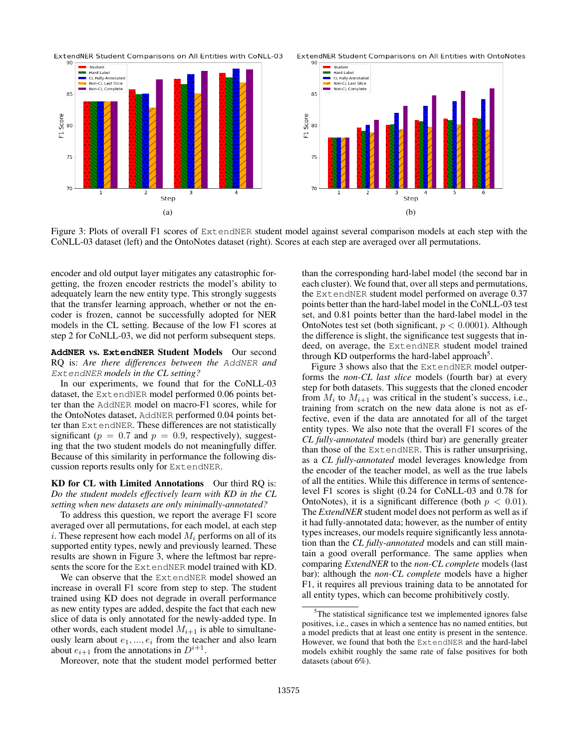Figure 3: Plots of overall F1 scores of ExtendNER student model against several comparison models at each step with the CoNLL-03 dataset (left) and the OntoNotes dataset (right). Scores at each step are averaged over all permutations.

encoder and old output layer mitigates any catastrophic forgetting, the frozen encoder restricts the model's ability to adequately learn the new entity type. This strongly suggests that the transfer learning approach, whether or not the encoder is frozen, cannot be successfully adopted for NER models in the CL setting. Because of the low F1 scores at step 2 for CoNLL-03, we did not perform subsequent steps.

**AddNER vs. ExtendNER Student Models** Our second RQ is: *Are there differences between the AddNER and ExtendNER models in the CL setting?*

In our experiments, we found that for the CoNLL-03 dataset, the ExtendNER model performed 0.06 points better than the AddNER model on macro-F1 scores, while for the OntoNotes dataset, AddNER performed 0.04 points better than ExtendNER. These differences are not statistically significant ($p = 0.7$ and $p = 0.9$, respectively), suggesting that the two student models do not meaningfully differ. Because of this similarity in performance the following discussion reports results only for ExtendNER.

**KD for CL with Limited Annotations** Our third RQ is: *Do the student models effectively learn with KD in the CL setting when new datasets are only minimally-annotated?*

To address this question, we report the average F1 score averaged over all permutations, for each model, at each step $i$. These represent how each model $M_i$ performs on all of its supported entity types, newly and previously learned. These results are shown in Figure 3, where the leftmost bar represents the score for the ExtendNER model trained with KD.

We can observe that the ExtendNER model showed an increase in overall F1 score from step to step. The student trained using KD does not degrade in overall performance as new entity types are added, despite the fact that each new slice of data is only annotated for the newly-added type. In other words, each student model $M_{i+1}$ is able to simultaneously learn about $e_1, ..., e_i$ from the teacher and also learn about $e_{i+1}$ from the annotations in $D^{i+1}$.

Moreover, note that the student model performed better than the corresponding hard-label model (the second bar in each cluster). We found that, over all steps and permutations, the ExtendNER student model performed on average 0.37 points better than the hard-label model in the CoNLL-03 test set, and 0.81 points better than the hard-label model in the OntoNotes test set (both significant, $p < 0.0001$). Although the difference is slight, the significance test suggests that indeed, on average, the ExtendNER student model trained through KD outperforms the hard-label approach[5].

Figure 3 shows also that the ExtendNER model outperforms the *non-CL last slice* models (fourth bar) at every step for both datasets. This suggests that the cloned encoder from $M_i$ to $M_{i+1}$ was critical in the student's success, i.e., training from scratch on the new data alone is not as effective, even if the data are annotated for all of the target entity types. We also note that the overall F1 scores of the *CL fully-annotated* models (third bar) are generally greater than those of the ExtendNER. This is rather unsurprising, as a *CL fully-annotated* model leverages knowledge from the encoder of the teacher model, as well as the true labels of all the entities. While this difference in terms of sentence-level F1 scores is slight (0.24 for CoNLL-03 and 0.78 for OntoNotes), it is a significant difference (both $p < 0.01$). The *ExtendNER* student model does not perform as well as if it had fully-annotated data; however, as the number of entity types increases, our models require significantly less annotation than the *CL fully-annotated* models and can still maintain a good overall performance. The same applies when comparing *ExtendNER* to the *non-CL complete* models (last bar): although the *non-CL complete* models have a higher F1, it requires all previous training data to be annotated for all entity types, which can become prohibitively costly.

[5] The statistical significance test we implemented ignores false positives, i.e., cases in which a sentence has no named entities, but a model predicts that at least one entity is present in the sentence. However, we found that both the ExtendNER and the hard-label models exhibit roughly the same rate of false positives for both datasets (about 6%).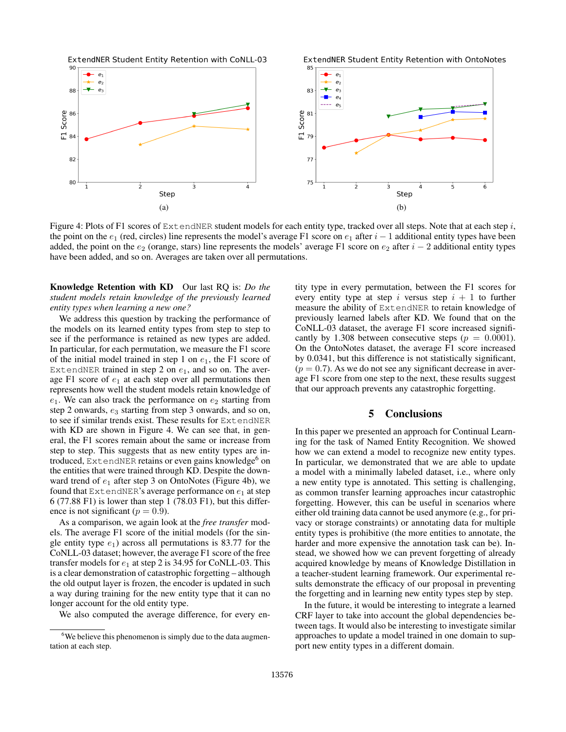Figure 4: Plots of F1 scores of `ExtendNER` student models for each entity type, tracked over all steps. Note that at each step $i$, the point on the $e_1$ (red, circles) line represents the model's average F1 score on $e_1$ after $i-1$ additional entity types have been added, the point on the $e_2$ (orange, stars) line represents the models' average F1 score on $e_2$ after $i-2$ additional entity types have been added, and so on. Averages are taken over all permutations.

**Knowledge Retention with KD** Our last RQ is: *Do the student models retain knowledge of the previously learned entity types when learning a new one?*

We address this question by tracking the performance of the models on its learned entity types from step to step to see if the performance is retained as new types are added. In particular, for each permutation, we measure the F1 score of the initial model trained in step 1 on $e_1$, the F1 score of `ExtendNER` trained in step 2 on $e_1$, and so on. The average F1 score of $e_1$ at each step over all permutations then represents how well the student models retain knowledge of $e_1$. We can also track the performance on $e_2$ starting from step 2 onwards, $e_3$ starting from step 3 onwards, and so on, to see if similar trends exist. These results for `ExtendNER` with KD are shown in Figure 4. We can see that, in general, the F1 scores remain about the same or increase from step to step. This suggests that as new entity types are introduced, `ExtendNER` retains or even gains knowledge[6] on the entities that were trained through KD. Despite the downward trend of $e_1$ after step 3 on OntoNotes (Figure 4b), we found that `ExtendNER`'s average performance on $e_1$ at step 6 (77.88 F1) is lower than step 1 (78.03 F1), but this difference is not significant ($p = 0.9$).

As a comparison, we again look at the *free transfer* models. The average F1 score of the initial models (for the single entity type $e_1$) across all permutations is 83.77 for the CoNLL-03 dataset; however, the average F1 score of the free transfer models for $e_1$ at step 2 is 34.95 for CoNLL-03. This is a clear demonstration of catastrophic forgetting – although the old output layer is frozen, the encoder is updated in such a way during training for the new entity type that it can no longer account for the old entity type.

We also computed the average difference, for every entity type in every permutation, between the F1 scores for every entity type at step $i$ versus step $i+1$ to further measure the ability of `ExtendNER` to retain knowledge of previously learned labels after KD. We found that on the CoNLL-03 dataset, the average F1 score increased significantly by 1.308 between consecutive steps ($p = 0.0001$). On the OntoNotes dataset, the average F1 score increased by 0.0341, but this difference is not statistically significant, ($p = 0.7$). As we do not see any significant decrease in average F1 score from one step to the next, these results suggest that our approach prevents any catastrophic forgetting.

[6] We believe this phenomenon is simply due to the data augmentation at each step.

## 5 Conclusions

In this paper we presented an approach for Continual Learning for the task of Named Entity Recognition. We showed how we can extend a model to recognize new entity types. In particular, we demonstrated that we are able to update a model with a minimally labeled dataset, i.e., where only a new entity type is annotated. This setting is challenging, as common transfer learning approaches incur catastrophic forgetting. However, this can be useful in scenarios where either old training data cannot be used anymore (e.g., for privacy or storage constraints) or annotating data for multiple entity types is prohibitive (the more entities to annotate, the harder and more expensive the annotation task can be). Instead, we showed how we can prevent forgetting of already acquired knowledge by means of Knowledge Distillation in a teacher-student learning framework. Our experimental results demonstrate the efficacy of our proposal in preventing the forgetting and in learning new entity types step by step.

In the future, it would be interesting to integrate a learned CRF layer to take into account the global dependencies between tags. It would also be interesting to investigate similar approaches to update a model trained in one domain to support new entity types in a different domain.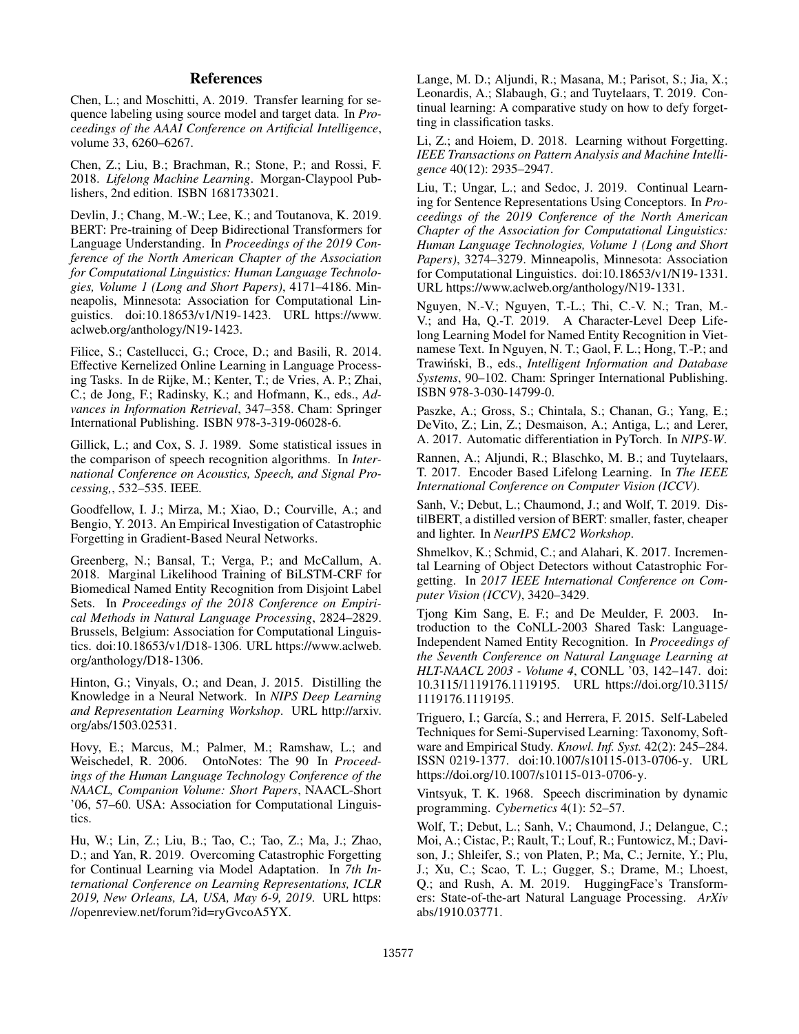## References

Chen, L.; and Moschitti, A. 2019. Transfer learning for sequence labeling using source model and target data. In *Proceedings of the AAAI Conference on Artificial Intelligence*, volume 33, 6260–6267.

Chen, Z.; Liu, B.; Brachman, R.; Stone, P.; and Rossi, F. 2018. *Lifelong Machine Learning*. Morgan-Claypool Publishers, 2nd edition. ISBN 1681733021.

Devlin, J.; Chang, M.-W.; Lee, K.; and Toutanova, K. 2019. BERT: Pre-training of Deep Bidirectional Transformers for Language Understanding. In *Proceedings of the 2019 Conference of the North American Chapter of the Association for Computational Linguistics: Human Language Technologies, Volume 1 (Long and Short Papers)*, 4171–4186. Minneapolis, Minnesota: Association for Computational Linguistics. doi:10.18653/v1/N19-1423. URL https://www.aclweb.org/anthology/N19-1423.

Filice, S.; Castellucci, G.; Croce, D.; and Basili, R. 2014. Effective Kernelized Online Learning in Language Processing Tasks. In de Rijke, M.; Kenter, T.; de Vries, A. P.; Zhai, C.; de Jong, F.; Radinsky, K.; and Hofmann, K., eds., *Advances in Information Retrieval*, 347–358. Cham: Springer International Publishing. ISBN 978-3-319-06028-6.

Gillick, L.; and Cox, S. J. 1989. Some statistical issues in the comparison of speech recognition algorithms. In *International Conference on Acoustics, Speech, and Signal Processing,*, 532–535. IEEE.

Goodfellow, I. J.; Mirza, M.; Xiao, D.; Courville, A.; and Bengio, Y. 2013. An Empirical Investigation of Catastrophic Forgetting in Gradient-Based Neural Networks.

Greenberg, N.; Bansal, T.; Verga, P.; and McCallum, A. 2018. Marginal Likelihood Training of BiLSTM-CRF for Biomedical Named Entity Recognition from Disjoint Label Sets. In *Proceedings of the 2018 Conference on Empirical Methods in Natural Language Processing*, 2824–2829. Brussels, Belgium: Association for Computational Linguistics. doi:10.18653/v1/D18-1306. URL https://www.aclweb.org/anthology/D18-1306.

Hinton, G.; Vinyals, O.; and Dean, J. 2015. Distilling the Knowledge in a Neural Network. In *NIPS Deep Learning and Representation Learning Workshop*. URL http://arxiv.org/abs/1503.02531.

Hovy, E.; Marcus, M.; Palmer, M.; Ramshaw, L.; and Weischedel, R. 2006. OntoNotes: The 90 In *Proceedings of the Human Language Technology Conference of the NAACL, Companion Volume: Short Papers*, NAACL-Short '06, 57–60. USA: Association for Computational Linguistics.

Hu, W.; Lin, Z.; Liu, B.; Tao, C.; Tao, Z.; Ma, J.; Zhao, D.; and Yan, R. 2019. Overcoming Catastrophic Forgetting for Continual Learning via Model Adaptation. In *7th International Conference on Learning Representations, ICLR 2019, New Orleans, LA, USA, May 6-9, 2019*. URL https://openreview.net/forum?id=ryGvcoA5YX.

Lange, M. D.; Aljundi, R.; Masana, M.; Parisot, S.; Jia, X.; Leonardis, A.; Slabaugh, G.; and Tuytelaars, T. 2019. Continual learning: A comparative study on how to defy forgetting in classification tasks.

Li, Z.; and Hoiem, D. 2018. Learning without Forgetting. *IEEE Transactions on Pattern Analysis and Machine Intelligence* 40(12): 2935–2947.

Liu, T.; Ungar, L.; and Sedoc, J. 2019. Continual Learning for Sentence Representations Using Conceptors. In *Proceedings of the 2019 Conference of the North American Chapter of the Association for Computational Linguistics: Human Language Technologies, Volume 1 (Long and Short Papers)*, 3274–3279. Minneapolis, Minnesota: Association for Computational Linguistics. doi:10.18653/v1/N19-1331. URL https://www.aclweb.org/anthology/N19-1331.

Nguyen, N.-V.; Nguyen, T.-L.; Thi, C.-V. N.; Tran, M.-V.; and Ha, Q.-T. 2019. A Character-Level Deep Lifelong Learning Model for Named Entity Recognition in Vietnamese Text. In Nguyen, N. T.; Gaol, F. L.; Hong, T.-P.; and Trawiński, B., eds., *Intelligent Information and Database Systems*, 90–102. Cham: Springer International Publishing. ISBN 978-3-030-14799-0.

Paszke, A.; Gross, S.; Chintala, S.; Chanan, G.; Yang, E.; DeVito, Z.; Lin, Z.; Desmaison, A.; Antiga, L.; and Lerer, A. 2017. Automatic differentiation in PyTorch. In *NIPS-W*.

Rannen, A.; Aljundi, R.; Blaschko, M. B.; and Tuytelaars, T. 2017. Encoder Based Lifelong Learning. In *The IEEE International Conference on Computer Vision (ICCV)*.

Sanh, V.; Debut, L.; Chaumond, J.; and Wolf, T. 2019. DistilBERT, a distilled version of BERT: smaller, faster, cheaper and lighter. In *NeurIPS EMC2 Workshop*.

Shmelkov, K.; Schmid, C.; and Alahari, K. 2017. Incremental Learning of Object Detectors without Catastrophic Forgetting. In *2017 IEEE International Conference on Computer Vision (ICCV)*, 3420–3429.

Tjong Kim Sang, E. F.; and De Meulder, F. 2003. Introduction to the CoNLL-2003 Shared Task: Language-Independent Named Entity Recognition. In *Proceedings of the Seventh Conference on Natural Language Learning at HLT-NAACL 2003 - Volume 4*, CONLL '03, 142–147. doi:10.3115/1119176.1119195. URL https://doi.org/10.3115/1119176.1119195.

Triguero, I.; García, S.; and Herrera, F. 2015. Self-Labeled Techniques for Semi-Supervised Learning: Taxonomy, Software and Empirical Study. *Knowl. Inf. Syst.* 42(2): 245–284. ISSN 0219-1377. doi:10.1007/s10115-013-0706-y. URL https://doi.org/10.1007/s10115-013-0706-y.

Vintsyuk, T. K. 1968. Speech discrimination by dynamic programming. *Cybernetics* 4(1): 52–57.

Wolf, T.; Debut, L.; Sanh, V.; Chaumond, J.; Delangue, C.; Moi, A.; Cistac, P.; Rault, T.; Louf, R.; Funtowicz, M.; Davison, J.; Shleifer, S.; von Platen, P.; Ma, C.; Jernite, Y.; Plu, J.; Xu, C.; Scao, T. L.; Gugger, S.; Drame, M.; Lhoest, Q.; and Rush, A. M. 2019. HuggingFace's Transformers: State-of-the-art Natural Language Processing. *ArXiv* abs/1910.03771.